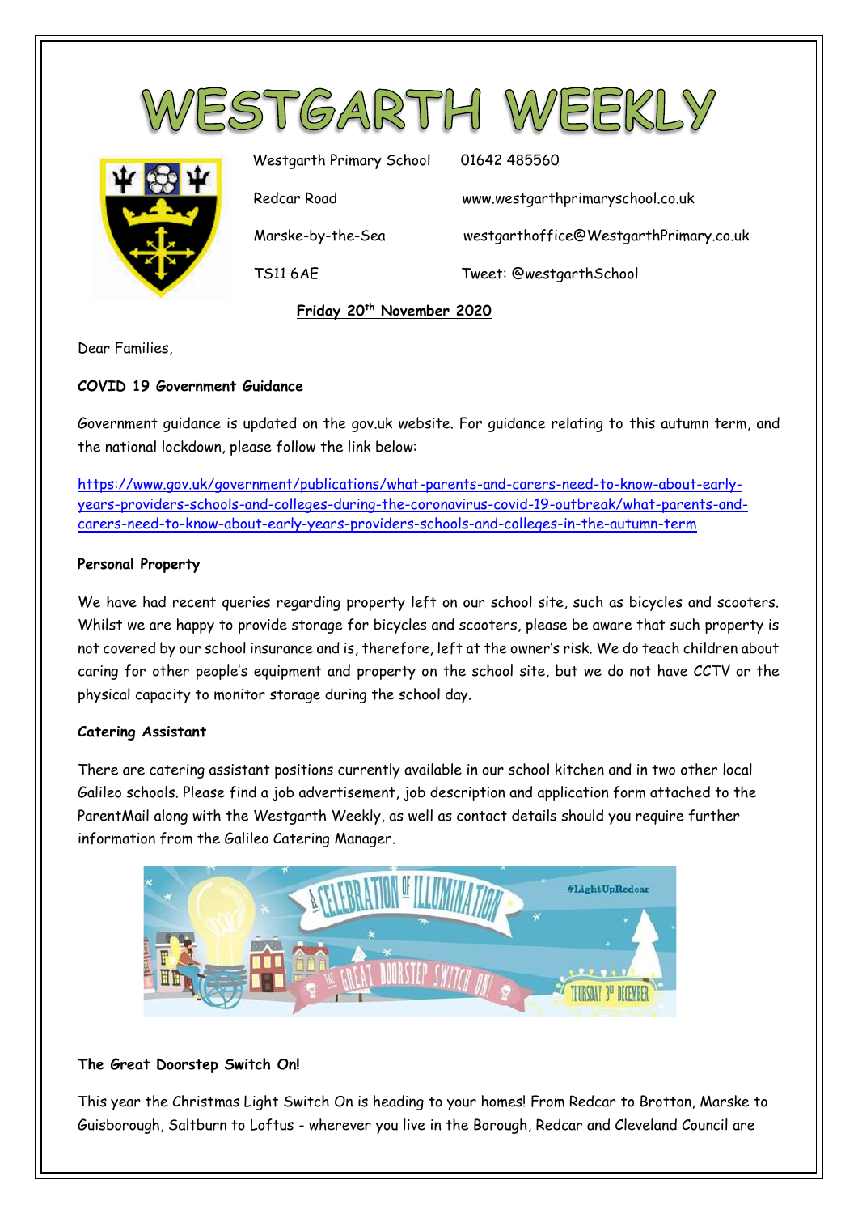# WESTGARTH WEEKLY

Westgarth Primary School
Redcar Road
Marske-by-the-Sea
TS11 6AE

01642 485560
www.westgarthprimaryschool.co.uk
westgarthoffice@WestgarthPrimary.co.uk
Tweet: @westgarthSchool

**Friday 20th November 2020**

Dear Families,

**COVID 19 Government Guidance**

Government guidance is updated on the gov.uk website. For guidance relating to this autumn term, and the national lockdown, please follow the link below:

https://www.gov.uk/government/publications/what-parents-and-carers-need-to-know-about-early-years-providers-schools-and-colleges-during-the-coronavirus-covid-19-outbreak/what-parents-and-carers-need-to-know-about-early-years-providers-schools-and-colleges-in-the-autumn-term

**Personal Property**

We have had recent queries regarding property left on our school site, such as bicycles and scooters. Whilst we are happy to provide storage for bicycles and scooters, please be aware that such property is not covered by our school insurance and is, therefore, left at the owner's risk. We do teach children about caring for other people's equipment and property on the school site, but we do not have CCTV or the physical capacity to monitor storage during the school day.

**Catering Assistant**

There are catering assistant positions currently available in our school kitchen and in two other local Galileo schools. Please find a job advertisement, job description and application form attached to the ParentMail along with the Westgarth Weekly, as well as contact details should you require further information from the Galileo Catering Manager.

**The Great Doorstep Switch On!**

This year the Christmas Light Switch On is heading to your homes! From Redcar to Brotton, Marske to Guisborough, Saltburn to Loftus - wherever you live in the Borough, Redcar and Cleveland Council are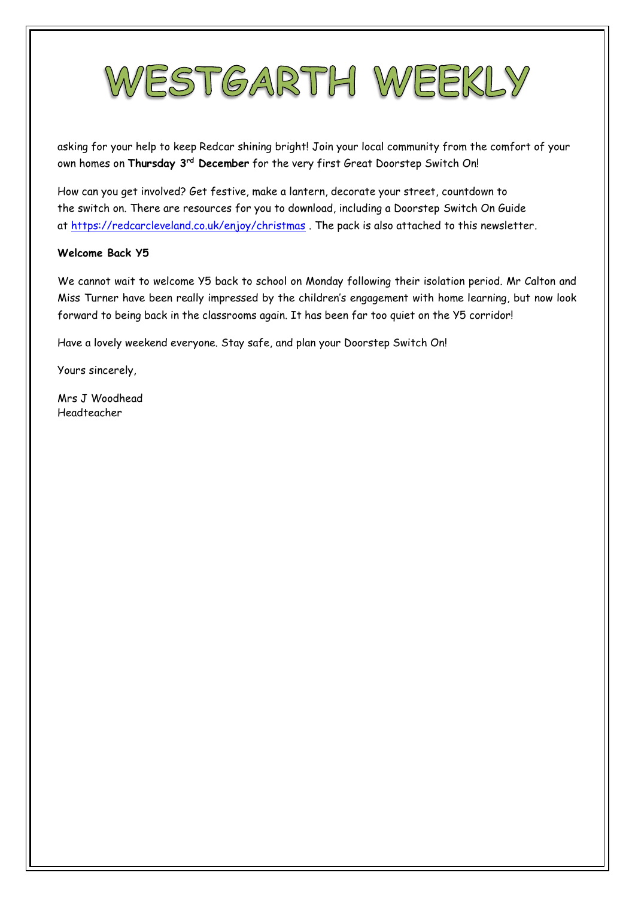# WESTGARTH WEEKLY

asking for your help to keep Redcar shining bright! Join your local community from the comfort of your own homes on **Thursday 3rd December** for the very first Great Doorstep Switch On!

How can you get involved? Get festive, make a lantern, decorate your street, countdown to the switch on. There are resources for you to download, including a Doorstep Switch On Guide at https://redcarcleveland.co.uk/enjoy/christmas . The pack is also attached to this newsletter.

**Welcome Back Y5**

We cannot wait to welcome Y5 back to school on Monday following their isolation period. Mr Calton and Miss Turner have been really impressed by the children's engagement with home learning, but now look forward to being back in the classrooms again. It has been far too quiet on the Y5 corridor!

Have a lovely weekend everyone. Stay safe, and plan your Doorstep Switch On!

Yours sincerely,

Mrs J Woodhead
Headteacher